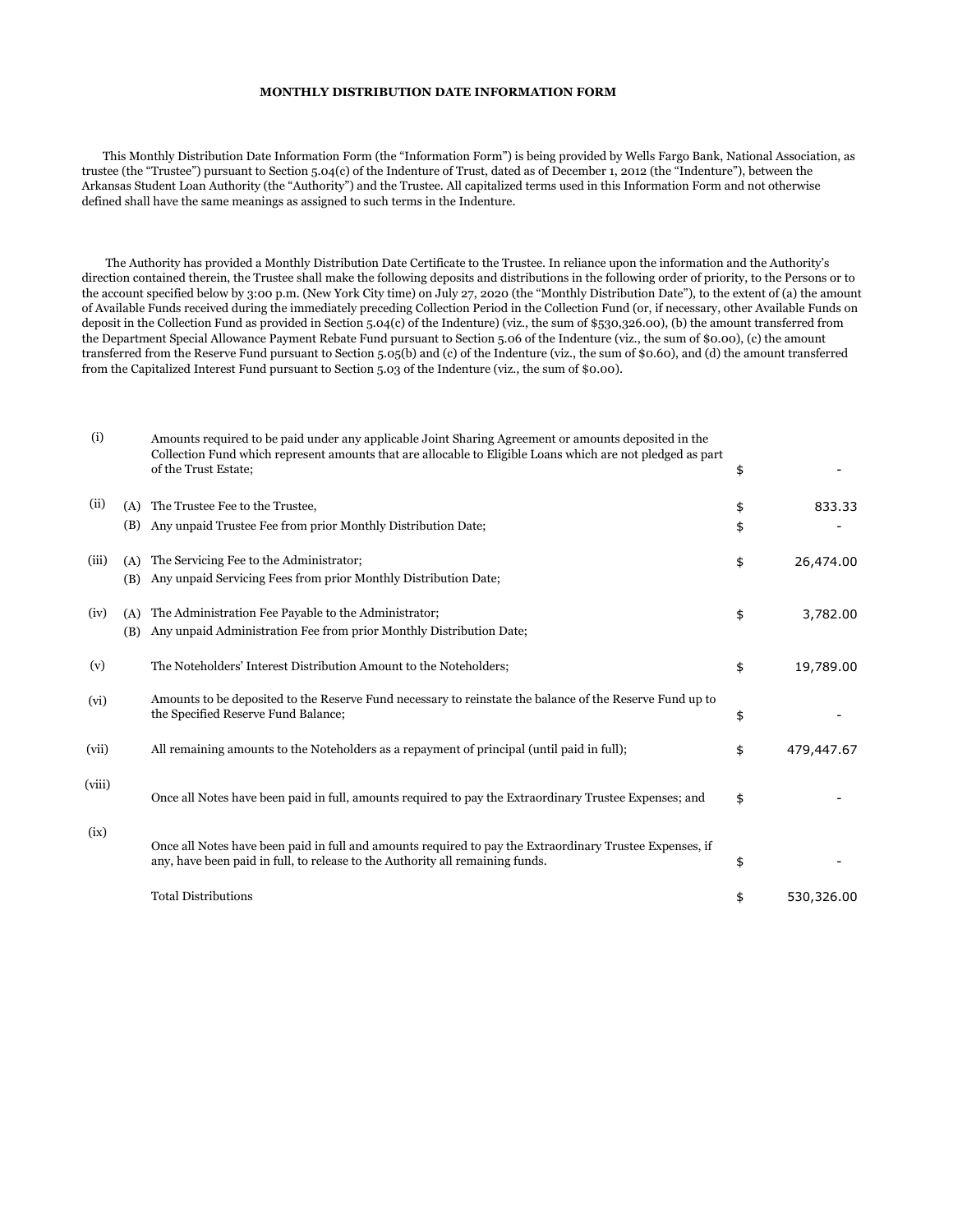**MONTHLY DISTRIBUTION DATE INFORMATION FORM**

This Monthly Distribution Date Information Form (the "Information Form") is being provided by Wells Fargo Bank, National Association, as trustee (the "Trustee") pursuant to Section 5.04(c) of the Indenture of Trust, dated as of December 1, 2012 (the "Indenture"), between the Arkansas Student Loan Authority (the "Authority") and the Trustee. All capitalized terms used in this Information Form and not otherwise defined shall have the same meanings as assigned to such terms in the Indenture.

The Authority has provided a Monthly Distribution Date Certificate to the Trustee. In reliance upon the information and the Authority's direction contained therein, the Trustee shall make the following deposits and distributions in the following order of priority, to the Persons or to the account specified below by 3:00 p.m. (New York City time) on July 27, 2020 (the "Monthly Distribution Date"), to the extent of (a) the amount of Available Funds received during the immediately preceding Collection Period in the Collection Fund (or, if necessary, other Available Funds on deposit in the Collection Fund as provided in Section 5.04(c) of the Indenture) (viz., the sum of $530,326.00), (b) the amount transferred from the Department Special Allowance Payment Rebate Fund pursuant to Section 5.06 of the Indenture (viz., the sum of $0.00), (c) the amount transferred from the Reserve Fund pursuant to Section 5.05(b) and (c) of the Indenture (viz., the sum of $0.60), and (d) the amount transferred from the Capitalized Interest Fund pursuant to Section 5.03 of the Indenture (viz., the sum of $0.00).

| | | | | |
|---|---|---|---|---|
| (i) | | Amounts required to be paid under any applicable Joint Sharing Agreement or amounts deposited in the Collection Fund which represent amounts that are allocable to Eligible Loans which are not pledged as part of the Trust Estate; | $ | - |
| (ii) | (A) | The Trustee Fee to the Trustee, | $ | 833.33 |
| | (B) | Any unpaid Trustee Fee from prior Monthly Distribution Date; | $ | - |
| (iii) | (A) | The Servicing Fee to the Administrator; | $ | 26,474.00 |
| | (B) | Any unpaid Servicing Fees from prior Monthly Distribution Date; | | |
| (iv) | (A) | The Administration Fee Payable to the Administrator; | $ | 3,782.00 |
| | (B) | Any unpaid Administration Fee from prior Monthly Distribution Date; | | |
| (v) | | The Noteholders' Interest Distribution Amount to the Noteholders; | $ | 19,789.00 |
| (vi) | | Amounts to be deposited to the Reserve Fund necessary to reinstate the balance of the Reserve Fund up to the Specified Reserve Fund Balance; | $ | - |
| (vii) | | All remaining amounts to the Noteholders as a repayment of principal (until paid in full); | $ | 479,447.67 |
| (viii) | | Once all Notes have been paid in full, amounts required to pay the Extraordinary Trustee Expenses; and | $ | - |
| (ix) | | Once all Notes have been paid in full and amounts required to pay the Extraordinary Trustee Expenses, if any, have been paid in full, to release to the Authority all remaining funds. | $ | - |
| | | Total Distributions | $ | 530,326.00 |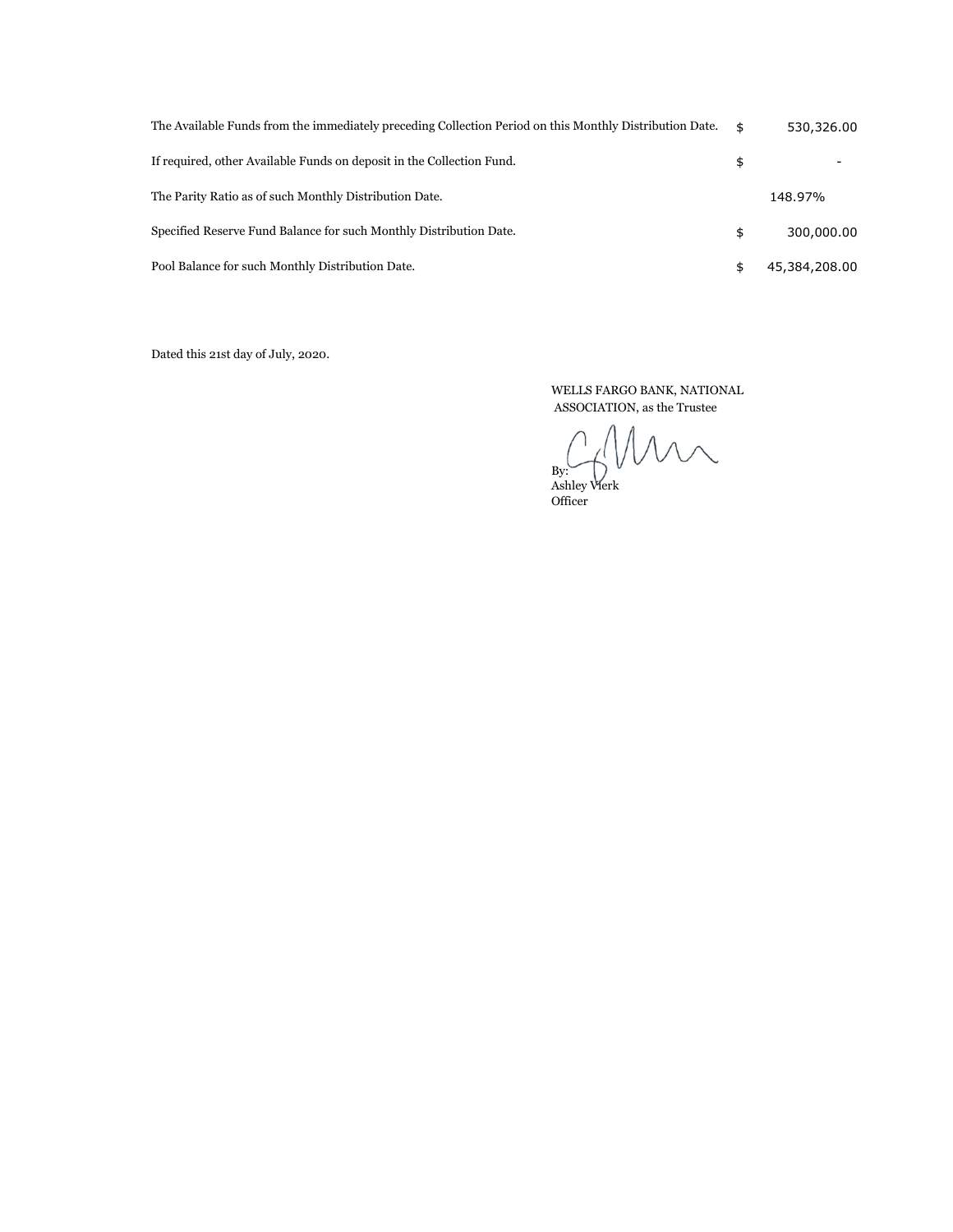| | | |
|---|---|---|
| The Available Funds from the immediately preceding Collection Period on this Monthly Distribution Date. | $ | 530,326.00 |
| If required, other Available Funds on deposit in the Collection Fund. | $ | - |
| The Parity Ratio as of such Monthly Distribution Date. | | 148.97% |
| Specified Reserve Fund Balance for such Monthly Distribution Date. | $ | 300,000.00 |
| Pool Balance for such Monthly Distribution Date. | $ | 45,384,208.00 |

Dated this 21st day of July, 2020.

WELLS FARGO BANK, NATIONAL ASSOCIATION, as the Trustee

By:
Ashley Vierk
Officer